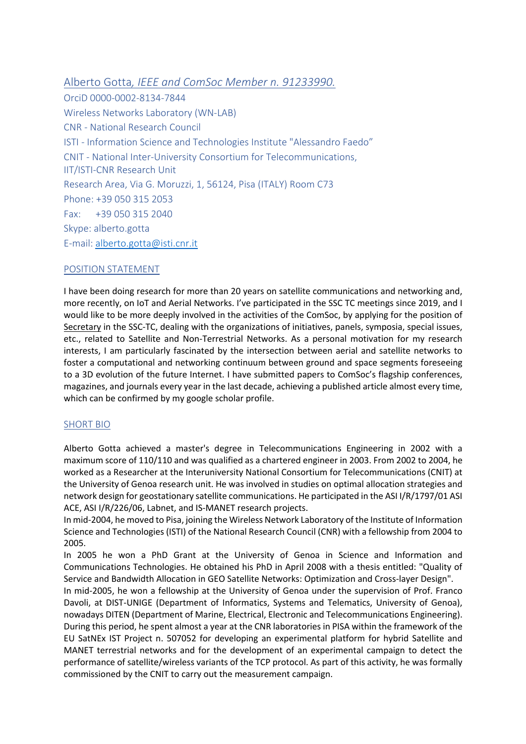Alberto Gotta, *IEEE and ComSoc Member n. 91233990.*

OrciD 0000-0002-8134-7844

Wireless Networks Laboratory (WN-LAB)

CNR - National Research Council

ISTI - Information Science and Technologies Institute "Alessandro Faedo"

CNIT - National Inter-University Consortium for Telecommunications,
IIT/ISTI-CNR Research Unit

Research Area, Via G. Moruzzi, 1, 56124, Pisa (ITALY) Room C73

Phone: +39 050 315 2053

Fax: +39 050 315 2040

Skype: alberto.gotta

E-mail: alberto.gotta@isti.cnr.it

## POSITION STATEMENT

I have been doing research for more than 20 years on satellite communications and networking and, more recently, on IoT and Aerial Networks. I've participated in the SSC TC meetings since 2019, and I would like to be more deeply involved in the activities of the ComSoc, by applying for the position of Secretary in the SSC-TC, dealing with the organizations of initiatives, panels, symposia, special issues, etc., related to Satellite and Non-Terrestrial Networks. As a personal motivation for my research interests, I am particularly fascinated by the intersection between aerial and satellite networks to foster a computational and networking continuum between ground and space segments foreseeing to a 3D evolution of the future Internet. I have submitted papers to ComSoc's flagship conferences, magazines, and journals every year in the last decade, achieving a published article almost every time, which can be confirmed by my google scholar profile.

## SHORT BIO

Alberto Gotta achieved a master's degree in Telecommunications Engineering in 2002 with a maximum score of 110/110 and was qualified as a chartered engineer in 2003. From 2002 to 2004, he worked as a Researcher at the Interuniversity National Consortium for Telecommunications (CNIT) at the University of Genoa research unit. He was involved in studies on optimal allocation strategies and network design for geostationary satellite communications. He participated in the ASI I/R/1797/01 ASI ACE, ASI I/R/226/06, Labnet, and IS-MANET research projects.

In mid-2004, he moved to Pisa, joining the Wireless Network Laboratory of the Institute of Information Science and Technologies (ISTI) of the National Research Council (CNR) with a fellowship from 2004 to 2005.

In 2005 he won a PhD Grant at the University of Genoa in Science and Information and Communications Technologies. He obtained his PhD in April 2008 with a thesis entitled: "Quality of Service and Bandwidth Allocation in GEO Satellite Networks: Optimization and Cross-layer Design".

In mid-2005, he won a fellowship at the University of Genoa under the supervision of Prof. Franco Davoli, at DIST-UNIGE (Department of Informatics, Systems and Telematics, University of Genoa), nowadays DITEN (Department of Marine, Electrical, Electronic and Telecommunications Engineering). During this period, he spent almost a year at the CNR laboratories in PISA within the framework of the EU SatNEx IST Project n. 507052 for developing an experimental platform for hybrid Satellite and MANET terrestrial networks and for the development of an experimental campaign to detect the performance of satellite/wireless variants of the TCP protocol. As part of this activity, he was formally commissioned by the CNIT to carry out the measurement campaign.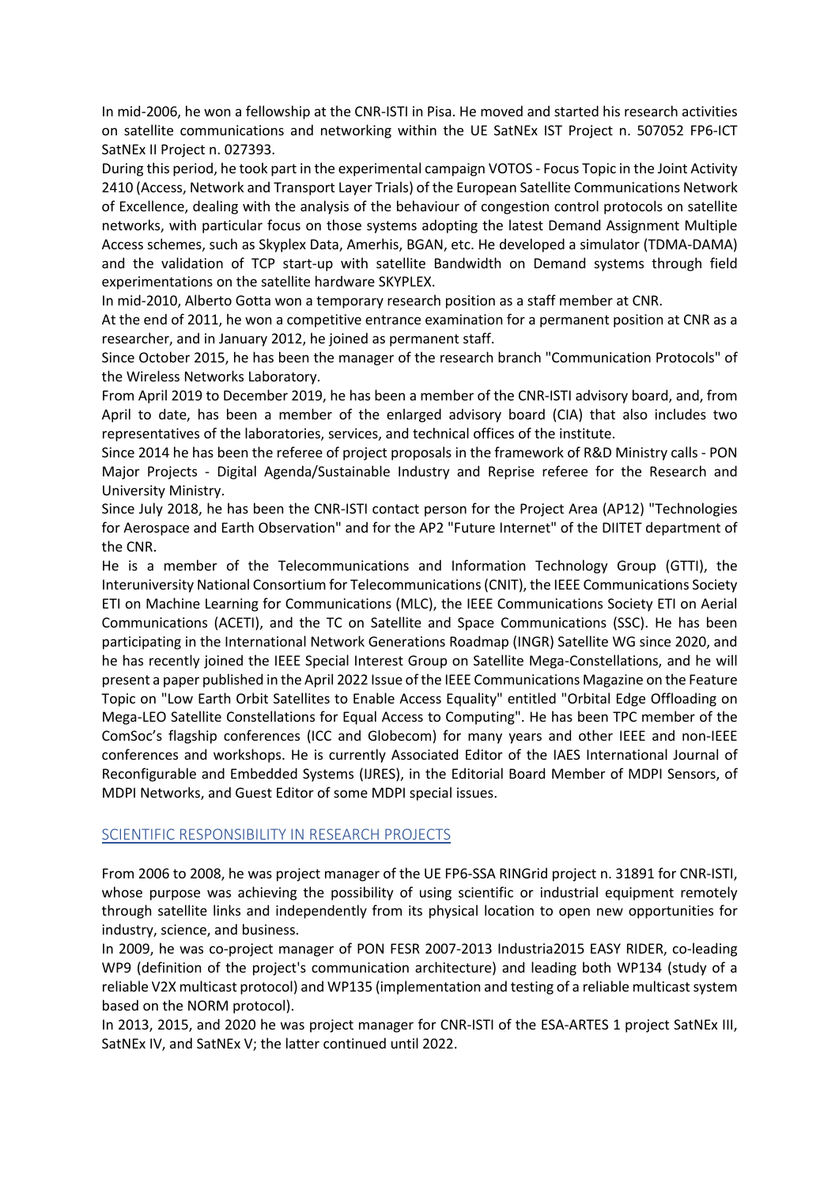In mid-2006, he won a fellowship at the CNR-ISTI in Pisa. He moved and started his research activities on satellite communications and networking within the UE SatNEx IST Project n. 507052 FP6-ICT SatNEx II Project n. 027393.

During this period, he took part in the experimental campaign VOTOS - Focus Topic in the Joint Activity 2410 (Access, Network and Transport Layer Trials) of the European Satellite Communications Network of Excellence, dealing with the analysis of the behaviour of congestion control protocols on satellite networks, with particular focus on those systems adopting the latest Demand Assignment Multiple Access schemes, such as Skyplex Data, Amerhis, BGAN, etc. He developed a simulator (TDMA-DAMA) and the validation of TCP start-up with satellite Bandwidth on Demand systems through field experimentations on the satellite hardware SKYPLEX.

In mid-2010, Alberto Gotta won a temporary research position as a staff member at CNR.

At the end of 2011, he won a competitive entrance examination for a permanent position at CNR as a researcher, and in January 2012, he joined as permanent staff.

Since October 2015, he has been the manager of the research branch "Communication Protocols" of the Wireless Networks Laboratory.

From April 2019 to December 2019, he has been a member of the CNR-ISTI advisory board, and, from April to date, has been a member of the enlarged advisory board (CIA) that also includes two representatives of the laboratories, services, and technical offices of the institute.

Since 2014 he has been the referee of project proposals in the framework of R&D Ministry calls - PON Major Projects - Digital Agenda/Sustainable Industry and Reprise referee for the Research and University Ministry.

Since July 2018, he has been the CNR-ISTI contact person for the Project Area (AP12) "Technologies for Aerospace and Earth Observation" and for the AP2 "Future Internet" of the DIITET department of the CNR.

He is a member of the Telecommunications and Information Technology Group (GTTI), the Interuniversity National Consortium for Telecommunications (CNIT), the IEEE Communications Society ETI on Machine Learning for Communications (MLC), the IEEE Communications Society ETI on Aerial Communications (ACETI), and the TC on Satellite and Space Communications (SSC). He has been participating in the International Network Generations Roadmap (INGR) Satellite WG since 2020, and he has recently joined the IEEE Special Interest Group on Satellite Mega-Constellations, and he will present a paper published in the April 2022 Issue of the IEEE Communications Magazine on the Feature Topic on "Low Earth Orbit Satellites to Enable Access Equality" entitled "Orbital Edge Offloading on Mega-LEO Satellite Constellations for Equal Access to Computing". He has been TPC member of the ComSoc's flagship conferences (ICC and Globecom) for many years and other IEEE and non-IEEE conferences and workshops. He is currently Associated Editor of the IAES International Journal of Reconfigurable and Embedded Systems (IJRES), in the Editorial Board Member of MDPI Sensors, of MDPI Networks, and Guest Editor of some MDPI special issues.

## SCIENTIFIC RESPONSIBILITY IN RESEARCH PROJECTS

From 2006 to 2008, he was project manager of the UE FP6-SSA RINGrid project n. 31891 for CNR-ISTI, whose purpose was achieving the possibility of using scientific or industrial equipment remotely through satellite links and independently from its physical location to open new opportunities for industry, science, and business.

In 2009, he was co-project manager of PON FESR 2007-2013 Industria2015 EASY RIDER, co-leading WP9 (definition of the project's communication architecture) and leading both WP134 (study of a reliable V2X multicast protocol) and WP135 (implementation and testing of a reliable multicast system based on the NORM protocol).

In 2013, 2015, and 2020 he was project manager for CNR-ISTI of the ESA-ARTES 1 project SatNEx III, SatNEx IV, and SatNEx V; the latter continued until 2022.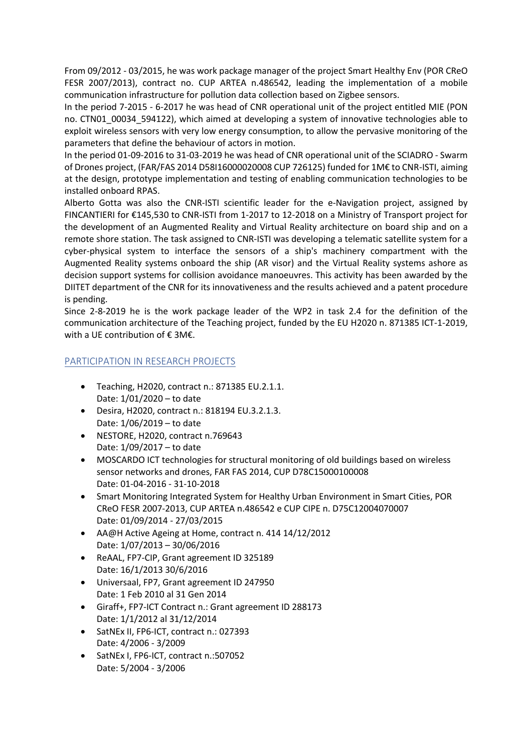From 09/2012 - 03/2015, he was work package manager of the project Smart Healthy Env (POR CReO FESR 2007/2013), contract no. CUP ARTEA n.486542, leading the implementation of a mobile communication infrastructure for pollution data collection based on Zigbee sensors.

In the period 7-2015 - 6-2017 he was head of CNR operational unit of the project entitled MIE (PON no. CTN01_00034_594122), which aimed at developing a system of innovative technologies able to exploit wireless sensors with very low energy consumption, to allow the pervasive monitoring of the parameters that define the behaviour of actors in motion.

In the period 01-09-2016 to 31-03-2019 he was head of CNR operational unit of the SCIADRO - Swarm of Drones project, (FAR/FAS 2014 D58I16000020008 CUP 726125) funded for 1M€ to CNR-ISTI, aiming at the design, prototype implementation and testing of enabling communication technologies to be installed onboard RPAS.

Alberto Gotta was also the CNR-ISTI scientific leader for the e-Navigation project, assigned by FINCANTIERI for €145,530 to CNR-ISTI from 1-2017 to 12-2018 on a Ministry of Transport project for the development of an Augmented Reality and Virtual Reality architecture on board ship and on a remote shore station. The task assigned to CNR-ISTI was developing a telematic satellite system for a cyber-physical system to interface the sensors of a ship's machinery compartment with the Augmented Reality systems onboard the ship (AR visor) and the Virtual Reality systems ashore as decision support systems for collision avoidance manoeuvres. This activity has been awarded by the DIITET department of the CNR for its innovativeness and the results achieved and a patent procedure is pending.

Since 2-8-2019 he is the work package leader of the WP2 in task 2.4 for the definition of the communication architecture of the Teaching project, funded by the EU H2020 n. 871385 ICT-1-2019, with a UE contribution of € 3M€.

## PARTICIPATION IN RESEARCH PROJECTS

- Teaching, H2020, contract n.: 871385 EU.2.1.1.
  Date: 1/01/2020 – to date
- Desira, H2020, contract n.: 818194 EU.3.2.1.3.
  Date: 1/06/2019 – to date
- NESTORE, H2020, contract n.769643
  Date: 1/09/2017 – to date
- MOSCARDO ICT technologies for structural monitoring of old buildings based on wireless sensor networks and drones, FAR FAS 2014, CUP D78C15000100008
  Date: 01-04-2016 - 31-10-2018
- Smart Monitoring Integrated System for Healthy Urban Environment in Smart Cities, POR CReO FESR 2007-2013, CUP ARTEA n.486542 e CUP CIPE n. D75C12004070007
  Date: 01/09/2014 - 27/03/2015
- AA@H Active Ageing at Home, contract n. 414 14/12/2012
  Date: 1/07/2013 – 30/06/2016
- ReAAL, FP7-CIP, Grant agreement ID 325189
  Date: 16/1/2013 30/6/2016
- Universaal, FP7, Grant agreement ID 247950
  Date: 1 Feb 2010 al 31 Gen 2014
- Giraff+, FP7-ICT Contract n.: Grant agreement ID 288173
  Date: 1/1/2012 al 31/12/2014
- SatNEx II, FP6-ICT, contract n.: 027393
  Date: 4/2006 - 3/2009
- SatNEx I, FP6-ICT, contract n.:507052
  Date: 5/2004 - 3/2006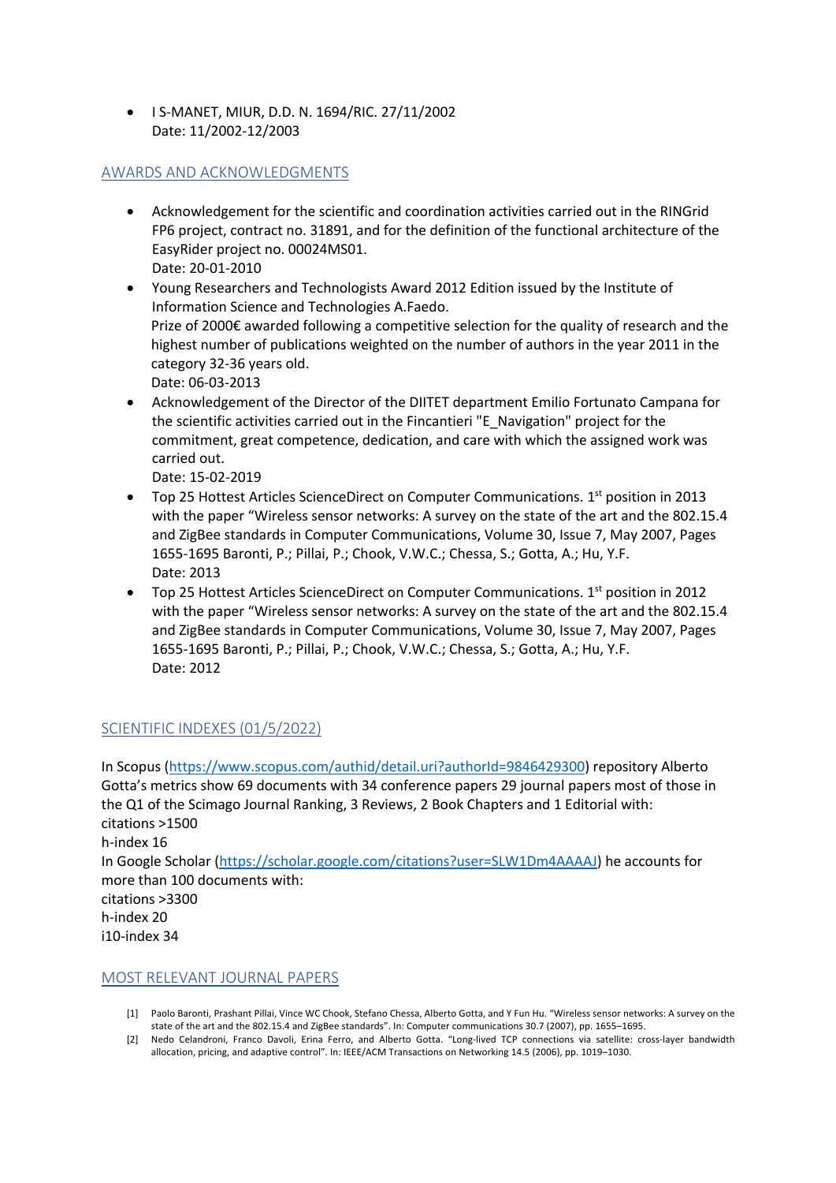- I S-MANET, MIUR, D.D. N. 1694/RIC. 27/11/2002
  Date: 11/2002-12/2003

## AWARDS AND ACKNOWLEDGMENTS

- Acknowledgement for the scientific and coordination activities carried out in the RINGrid FP6 project, contract no. 31891, and for the definition of the functional architecture of the EasyRider project no. 00024MS01.
  Date: 20-01-2010
- Young Researchers and Technologists Award 2012 Edition issued by the Institute of Information Science and Technologies A.Faedo.
  Prize of 2000€ awarded following a competitive selection for the quality of research and the highest number of publications weighted on the number of authors in the year 2011 in the category 32-36 years old.
  Date: 06-03-2013
- Acknowledgement of the Director of the DIITET department Emilio Fortunato Campana for the scientific activities carried out in the Fincantieri "E_Navigation" project for the commitment, great competence, dedication, and care with which the assigned work was carried out.
  Date: 15-02-2019
- Top 25 Hottest Articles ScienceDirect on Computer Communications. 1st position in 2013 with the paper "Wireless sensor networks: A survey on the state of the art and the 802.15.4 and ZigBee standards in Computer Communications, Volume 30, Issue 7, May 2007, Pages 1655-1695 Baronti, P.; Pillai, P.; Chook, V.W.C.; Chessa, S.; Gotta, A.; Hu, Y.F.
  Date: 2013
- Top 25 Hottest Articles ScienceDirect on Computer Communications. 1st position in 2012 with the paper "Wireless sensor networks: A survey on the state of the art and the 802.15.4 and ZigBee standards in Computer Communications, Volume 30, Issue 7, May 2007, Pages 1655-1695 Baronti, P.; Pillai, P.; Chook, V.W.C.; Chessa, S.; Gotta, A.; Hu, Y.F.
  Date: 2012

## SCIENTIFIC INDEXES (01/5/2022)

In Scopus (https://www.scopus.com/authid/detail.uri?authorId=9846429300) repository Alberto Gotta's metrics show 69 documents with 34 conference papers 29 journal papers most of those in the Q1 of the Scimago Journal Ranking, 3 Reviews, 2 Book Chapters and 1 Editorial with:
citations >1500
h-index 16
In Google Scholar (https://scholar.google.com/citations?user=SLW1Dm4AAAAJ) he accounts for more than 100 documents with:
citations >3300
h-index 20
i10-index 34

## MOST RELEVANT JOURNAL PAPERS

[1] Paolo Baronti, Prashant Pillai, Vince WC Chook, Stefano Chessa, Alberto Gotta, and Y Fun Hu. "Wireless sensor networks: A survey on the state of the art and the 802.15.4 and ZigBee standards". In: Computer communications 30.7 (2007), pp. 1655–1695.

[2] Nedo Celandroni, Franco Davoli, Erina Ferro, and Alberto Gotta. "Long-lived TCP connections via satellite: cross-layer bandwidth allocation, pricing, and adaptive control". In: IEEE/ACM Transactions on Networking 14.5 (2006), pp. 1019–1030.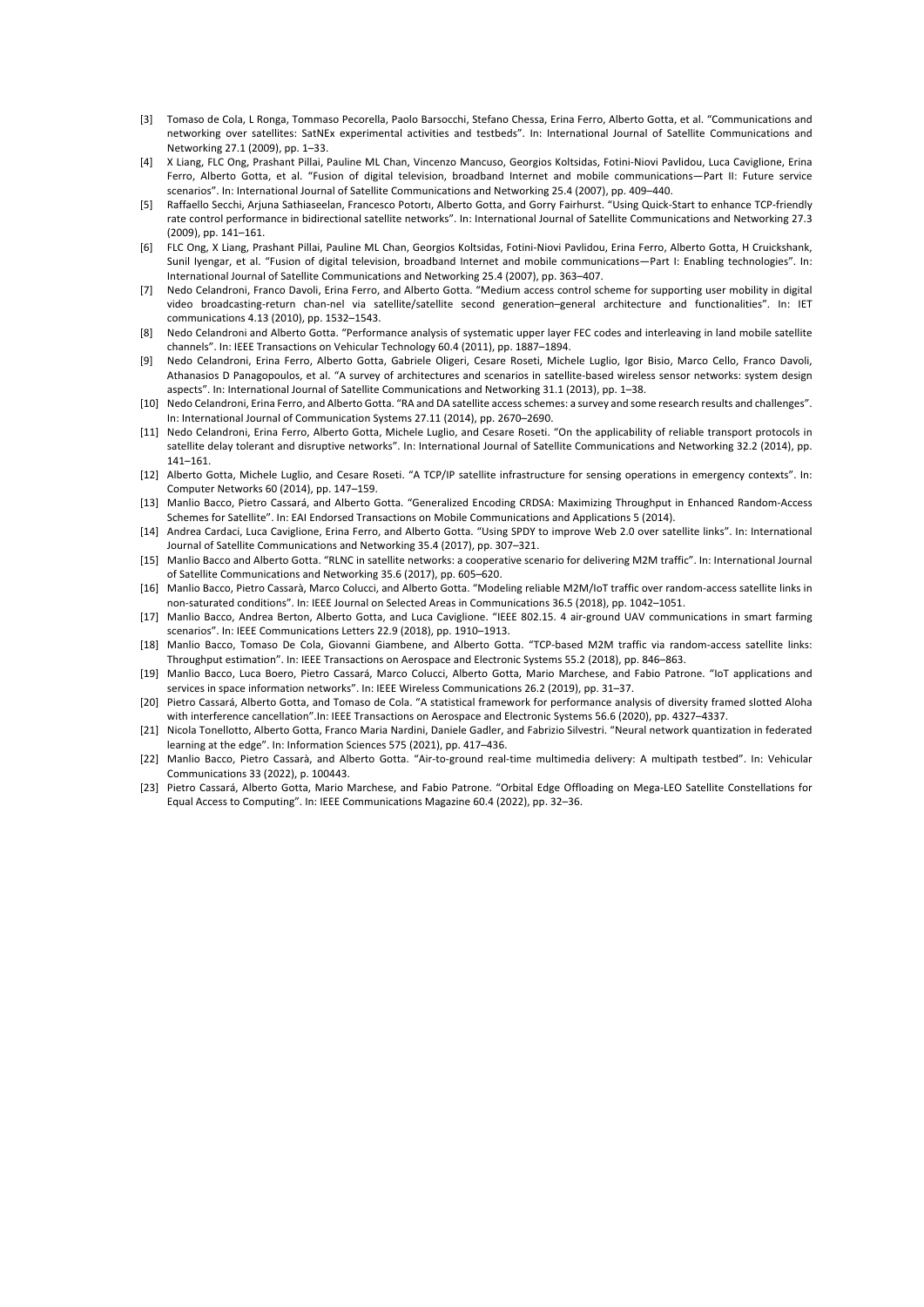[3] Tomaso de Cola, L Ronga, Tommaso Pecorella, Paolo Barsocchi, Stefano Chessa, Erina Ferro, Alberto Gotta, et al. "Communications and networking over satellites: SatNEx experimental activities and testbeds". In: International Journal of Satellite Communications and Networking 27.1 (2009), pp. 1–33.

[4] X Liang, FLC Ong, Prashant Pillai, Pauline ML Chan, Vincenzo Mancuso, Georgios Koltsidas, Fotini-Niovi Pavlidou, Luca Caviglione, Erina Ferro, Alberto Gotta, et al. "Fusion of digital television, broadband Internet and mobile communications—Part II: Future service scenarios". In: International Journal of Satellite Communications and Networking 25.4 (2007), pp. 409–440.

[5] Raffaello Secchi, Arjuna Sathiaseelan, Francesco Potortı, Alberto Gotta, and Gorry Fairhurst. "Using Quick-Start to enhance TCP-friendly rate control performance in bidirectional satellite networks". In: International Journal of Satellite Communications and Networking 27.3 (2009), pp. 141–161.

[6] FLC Ong, X Liang, Prashant Pillai, Pauline ML Chan, Georgios Koltsidas, Fotini-Niovi Pavlidou, Erina Ferro, Alberto Gotta, H Cruickshank, Sunil Iyengar, et al. "Fusion of digital television, broadband Internet and mobile communications—Part I: Enabling technologies". In: International Journal of Satellite Communications and Networking 25.4 (2007), pp. 363–407.

[7] Nedo Celandroni, Franco Davoli, Erina Ferro, and Alberto Gotta. "Medium access control scheme for supporting user mobility in digital video broadcasting-return chan-nel via satellite/satellite second generation–general architecture and functionalities". In: IET communications 4.13 (2010), pp. 1532–1543.

[8] Nedo Celandroni and Alberto Gotta. "Performance analysis of systematic upper layer FEC codes and interleaving in land mobile satellite channels". In: IEEE Transactions on Vehicular Technology 60.4 (2011), pp. 1887–1894.

[9] Nedo Celandroni, Erina Ferro, Alberto Gotta, Gabriele Oligeri, Cesare Roseti, Michele Luglio, Igor Bisio, Marco Cello, Franco Davoli, Athanasios D Panagopoulos, et al. "A survey of architectures and scenarios in satellite-based wireless sensor networks: system design aspects". In: International Journal of Satellite Communications and Networking 31.1 (2013), pp. 1–38.

[10] Nedo Celandroni, Erina Ferro, and Alberto Gotta. "RA and DA satellite access schemes: a survey and some research results and challenges". In: International Journal of Communication Systems 27.11 (2014), pp. 2670–2690.

[11] Nedo Celandroni, Erina Ferro, Alberto Gotta, Michele Luglio, and Cesare Roseti. "On the applicability of reliable transport protocols in satellite delay tolerant and disruptive networks". In: International Journal of Satellite Communications and Networking 32.2 (2014), pp. 141–161.

[12] Alberto Gotta, Michele Luglio, and Cesare Roseti. "A TCP/IP satellite infrastructure for sensing operations in emergency contexts". In: Computer Networks 60 (2014), pp. 147–159.

[13] Manlio Bacco, Pietro Cassará, and Alberto Gotta. "Generalized Encoding CRDSA: Maximizing Throughput in Enhanced Random-Access Schemes for Satellite". In: EAI Endorsed Transactions on Mobile Communications and Applications 5 (2014).

[14] Andrea Cardaci, Luca Caviglione, Erina Ferro, and Alberto Gotta. "Using SPDY to improve Web 2.0 over satellite links". In: International Journal of Satellite Communications and Networking 35.4 (2017), pp. 307–321.

[15] Manlio Bacco and Alberto Gotta. "RLNC in satellite networks: a cooperative scenario for delivering M2M traffic". In: International Journal of Satellite Communications and Networking 35.6 (2017), pp. 605–620.

[16] Manlio Bacco, Pietro Cassarà, Marco Colucci, and Alberto Gotta. "Modeling reliable M2M/IoT traffic over random-access satellite links in non-saturated conditions". In: IEEE Journal on Selected Areas in Communications 36.5 (2018), pp. 1042–1051.

[17] Manlio Bacco, Andrea Berton, Alberto Gotta, and Luca Caviglione. "IEEE 802.15. 4 air-ground UAV communications in smart farming scenarios". In: IEEE Communications Letters 22.9 (2018), pp. 1910–1913.

[18] Manlio Bacco, Tomaso De Cola, Giovanni Giambene, and Alberto Gotta. "TCP-based M2M traffic via random-access satellite links: Throughput estimation". In: IEEE Transactions on Aerospace and Electronic Systems 55.2 (2018), pp. 846–863.

[19] Manlio Bacco, Luca Boero, Pietro Cassará, Marco Colucci, Alberto Gotta, Mario Marchese, and Fabio Patrone. "IoT applications and services in space information networks". In: IEEE Wireless Communications 26.2 (2019), pp. 31–37.

[20] Pietro Cassará, Alberto Gotta, and Tomaso de Cola. "A statistical framework for performance analysis of diversity framed slotted Aloha with interference cancellation".In: IEEE Transactions on Aerospace and Electronic Systems 56.6 (2020), pp. 4327–4337.

[21] Nicola Tonellotto, Alberto Gotta, Franco Maria Nardini, Daniele Gadler, and Fabrizio Silvestri. "Neural network quantization in federated learning at the edge". In: Information Sciences 575 (2021), pp. 417–436.

[22] Manlio Bacco, Pietro Cassarà, and Alberto Gotta. "Air-to-ground real-time multimedia delivery: A multipath testbed". In: Vehicular Communications 33 (2022), p. 100443.

[23] Pietro Cassará, Alberto Gotta, Mario Marchese, and Fabio Patrone. "Orbital Edge Offloading on Mega-LEO Satellite Constellations for Equal Access to Computing". In: IEEE Communications Magazine 60.4 (2022), pp. 32–36.